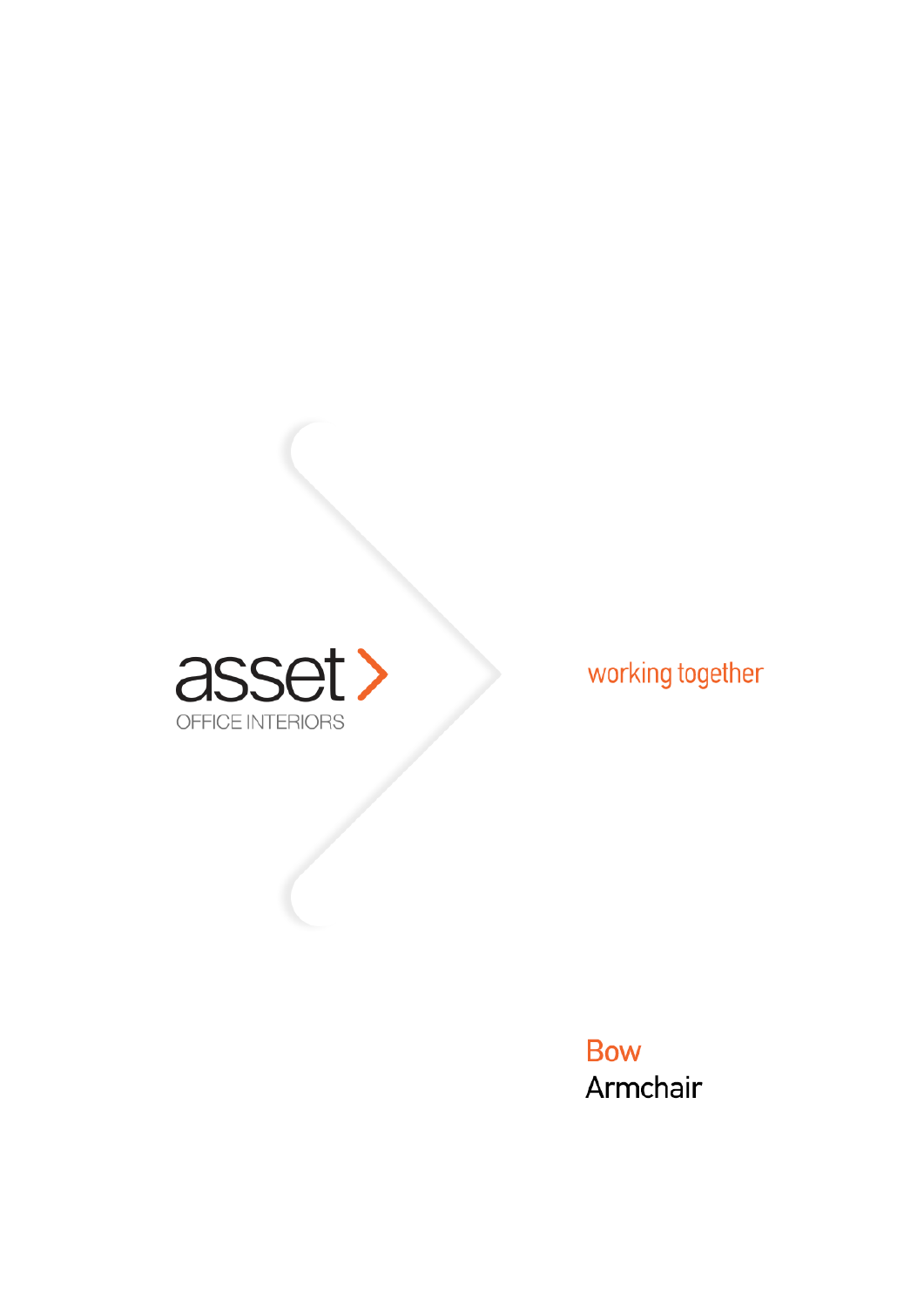asset

OFFICE INTERIORS

working together

# Bow

## Armchair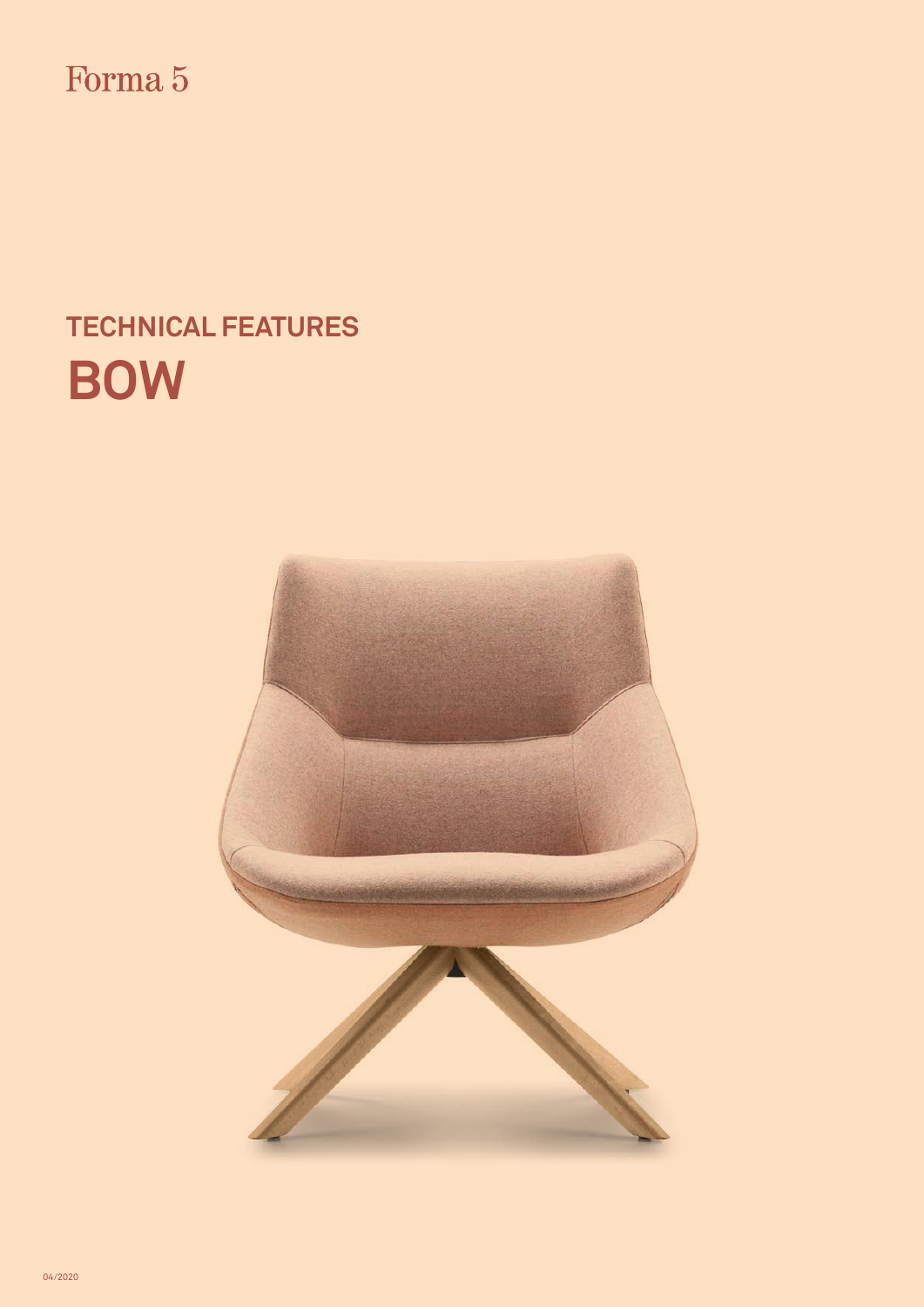Forma 5

## TECHNICAL FEATURES

# BOW

04/2020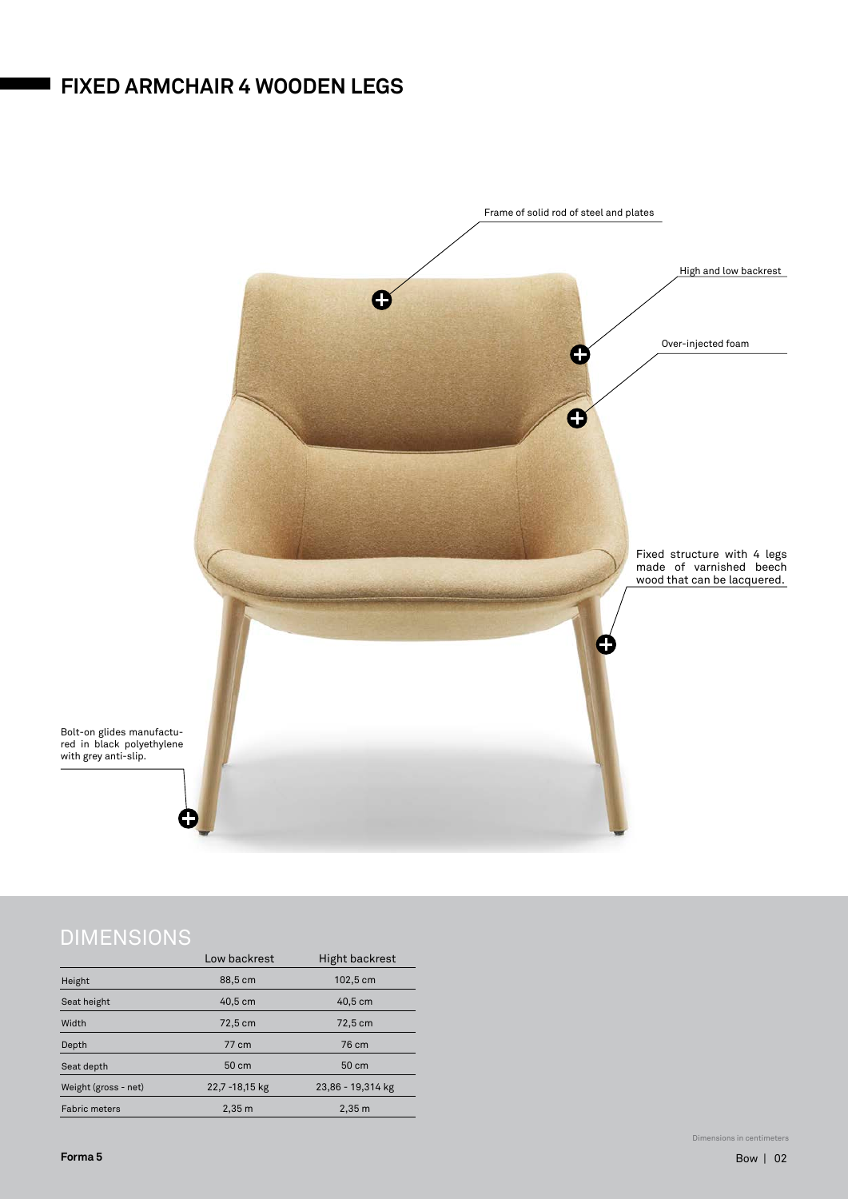# FIXED ARMCHAIR 4 WOODEN LEGS

Frame of solid rod of steel and plates

High and low backrest

Over-injected foam

Fixed structure with 4 legs made of varnished beech wood that can be lacquered.

Bolt-on glides manufactured in black polyethylene with grey anti-slip.

## DIMENSIONS

| | Low backrest | Hight backrest |
|---|---|---|
| Height | 88,5 cm | 102,5 cm |
| Seat height | 40,5 cm | 40,5 cm |
| Width | 72,5 cm | 72,5 cm |
| Depth | 77 cm | 76 cm |
| Seat depth | 50 cm | 50 cm |
| Weight (gross - net) | 22,7 -18,15 kg | 23,86 - 19,314 kg |
| Fabric meters | 2,35 m | 2,35 m |

Dimensions in centimeters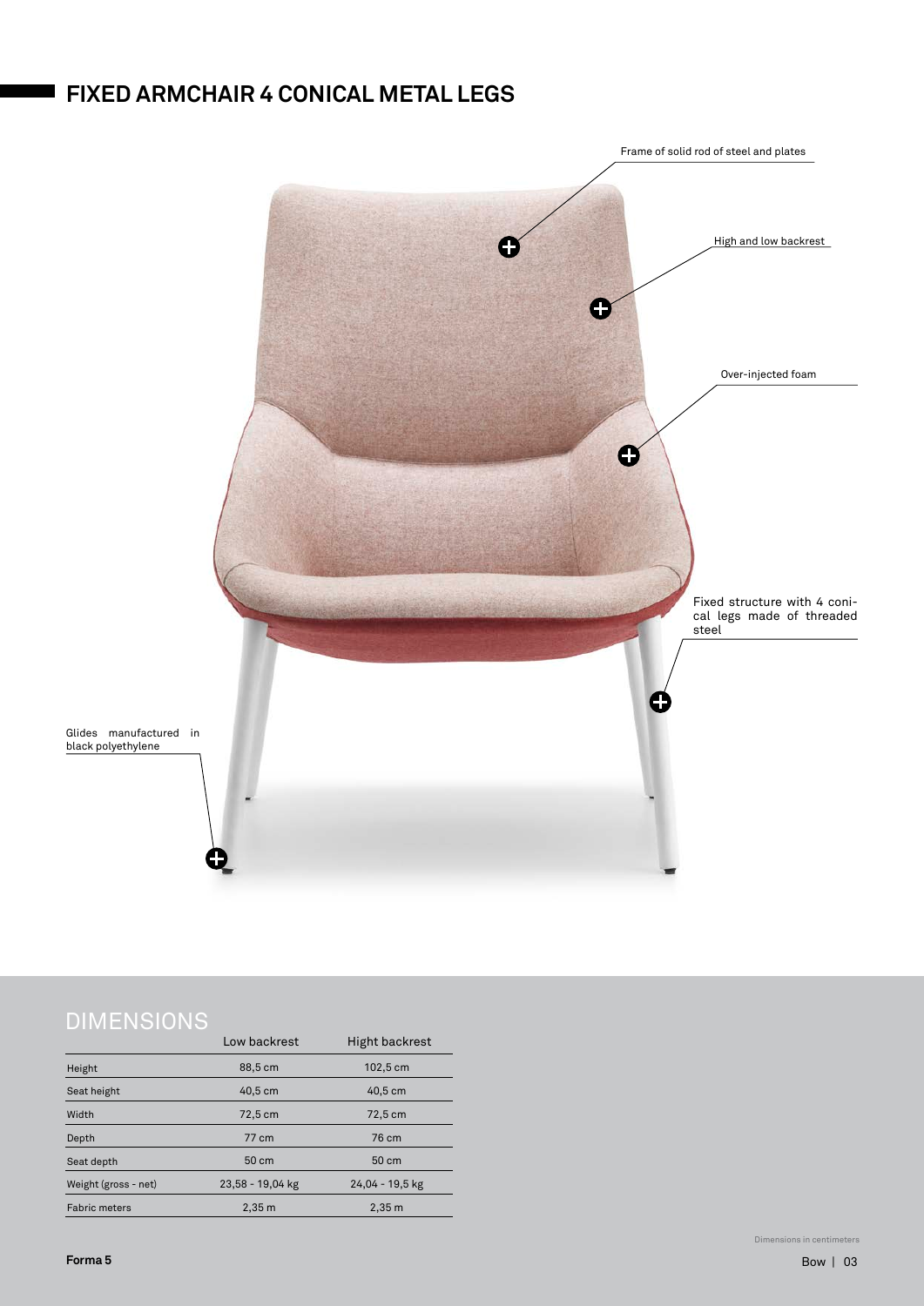## FIXED ARMCHAIR 4 CONICAL METAL LEGS

Frame of solid rod of steel and plates

High and low backrest

Over-injected foam

Fixed structure with 4 conical legs made of threaded steel

Glides manufactured in black polyethylene

## DIMENSIONS

| | Low backrest | Hight backrest |
|---|---|---|
| Height | 88,5 cm | 102,5 cm |
| Seat height | 40,5 cm | 40,5 cm |
| Width | 72,5 cm | 72,5 cm |
| Depth | 77 cm | 76 cm |
| Seat depth | 50 cm | 50 cm |
| Weight (gross - net) | 23,58 - 19,04 kg | 24,04 - 19,5 kg |
| Fabric meters | 2,35 m | 2,35 m |

Dimensions in centimeters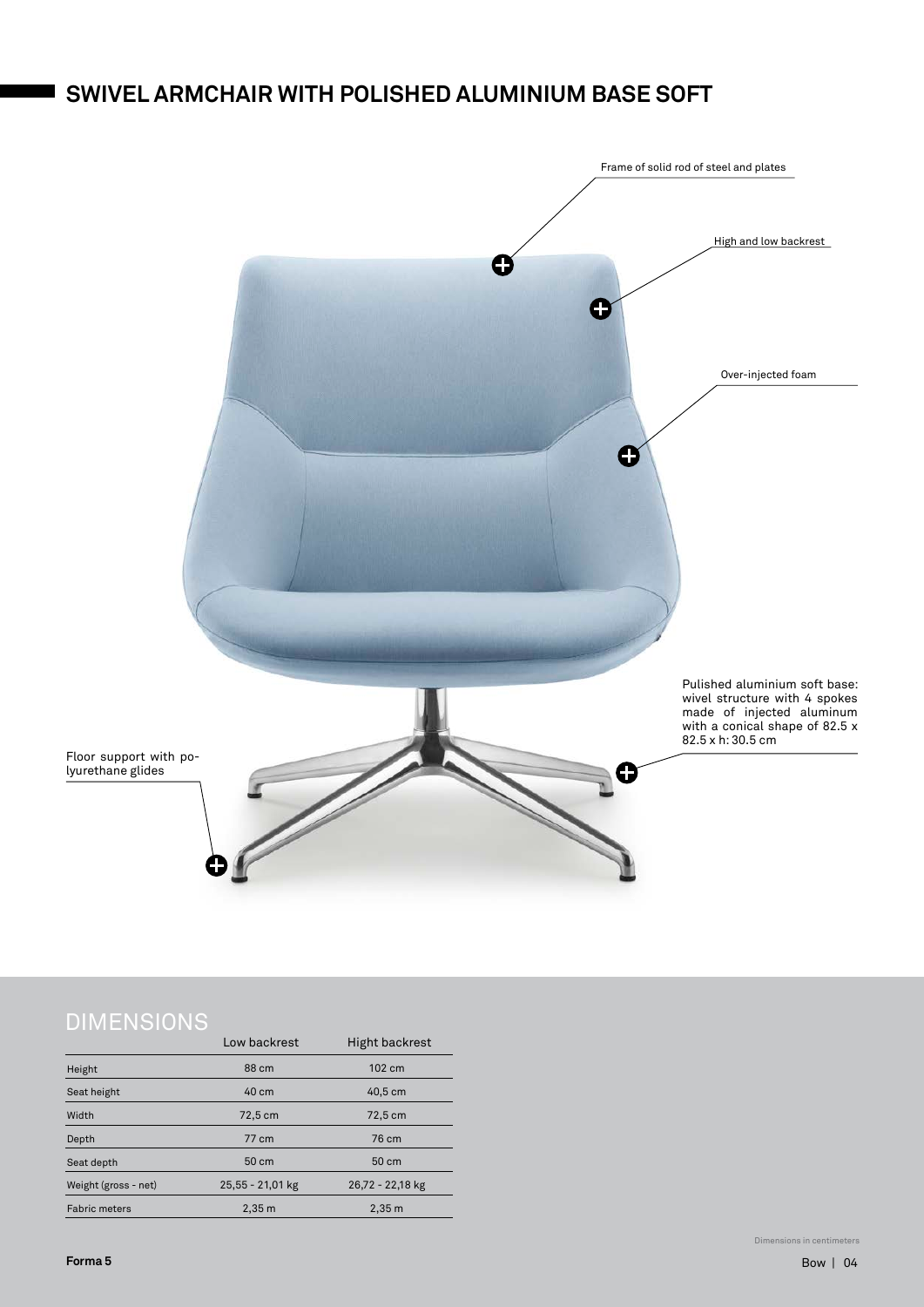## SWIVEL ARMCHAIR WITH POLISHED ALUMINIUM BASE SOFT

Frame of solid rod of steel and plates

High and low backrest

Over-injected foam

Pulished aluminium soft base: wivel structure with 4 spokes made of injected aluminum with a conical shape of 82.5 x 82.5 x h: 30.5 cm

Floor support with polyurethane glides

## DIMENSIONS

| | Low backrest | Hight backrest |
|---|---|---|
| Height | 88 cm | 102 cm |
| Seat height | 40 cm | 40,5 cm |
| Width | 72,5 cm | 72,5 cm |
| Depth | 77 cm | 76 cm |
| Seat depth | 50 cm | 50 cm |
| Weight (gross - net) | 25,55 - 21,01 kg | 26,72 - 22,18 kg |
| Fabric meters | 2,35 m | 2,35 m |

Dimensions in centimeters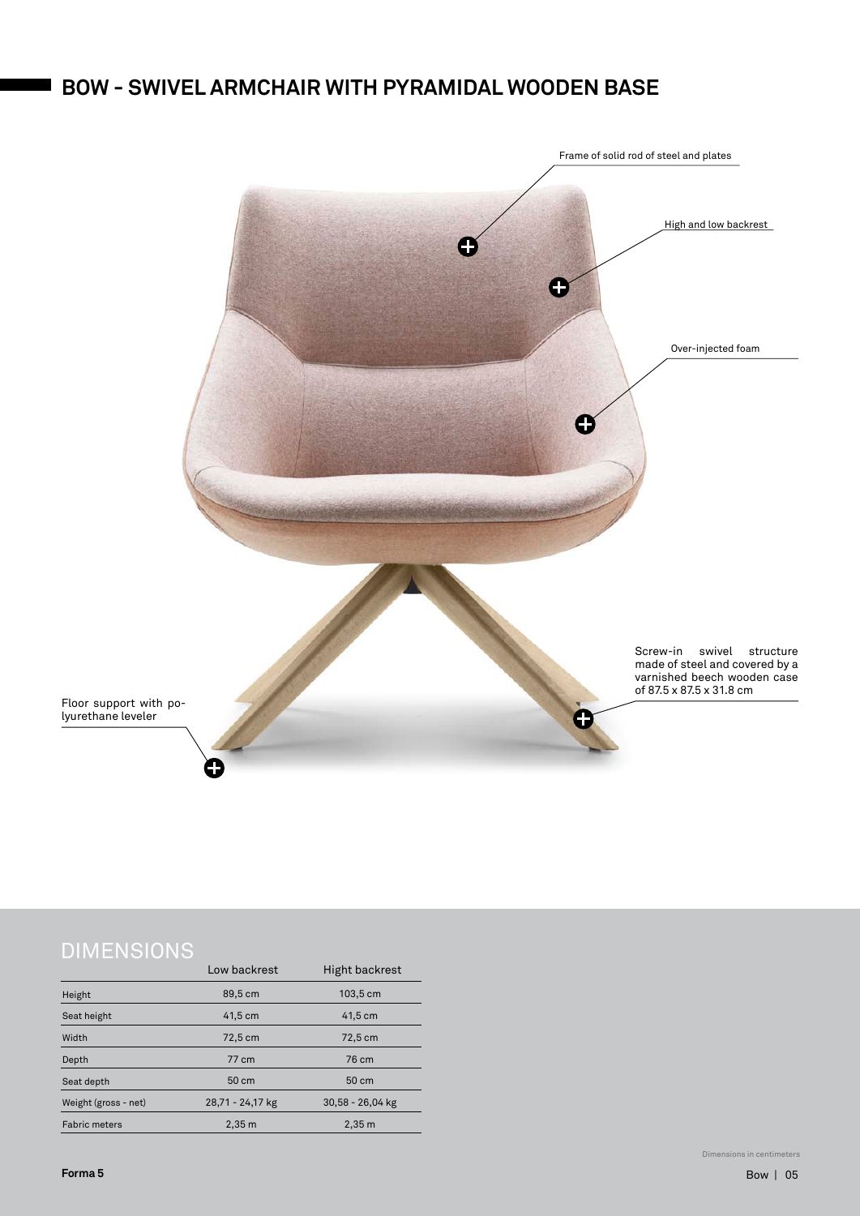# BOW - SWIVEL ARMCHAIR WITH PYRAMIDAL WOODEN BASE

Frame of solid rod of steel and plates

High and low backrest

Over-injected foam

Screw-in swivel structure made of steel and covered by a varnished beech wooden case of 87.5 x 87.5 x 31.8 cm

Floor support with polyurethane leveler

## DIMENSIONS

| | Low backrest | Hight backrest |
|---|---|---|
| Height | 89,5 cm | 103,5 cm |
| Seat height | 41,5 cm | 41,5 cm |
| Width | 72,5 cm | 72,5 cm |
| Depth | 77 cm | 76 cm |
| Seat depth | 50 cm | 50 cm |
| Weight (gross - net) | 28,71 - 24,17 kg | 30,58 - 26,04 kg |
| Fabric meters | 2,35 m | 2,35 m |

Dimensions in centimeters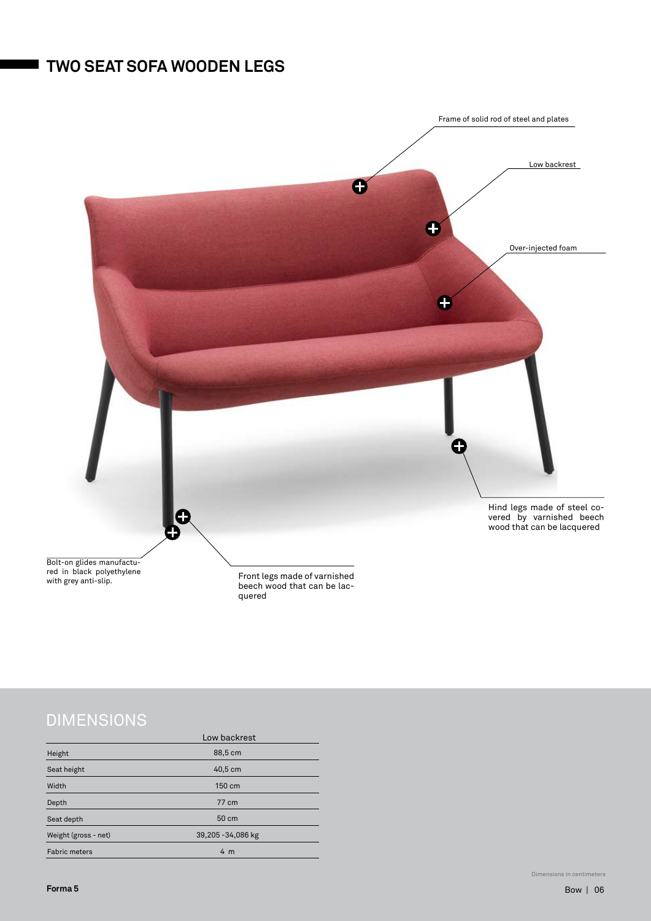## TWO SEAT SOFA WOODEN LEGS

Frame of solid rod of steel and plates

Low backrest

Over-injected foam

Hind legs made of steel covered by varnished beech wood that can be lacquered

Bolt-on glides manufactured in black polyethylene with grey anti-slip.

Front legs made of varnished beech wood that can be lacquered

## DIMENSIONS

| | Low backrest |
|---|---|
| Height | 88,5 cm |
| Seat height | 40,5 cm |
| Width | 150 cm |
| Depth | 77 cm |
| Seat depth | 50 cm |
| Weight (gross - net) | 39,205 -34,086 kg |
| Fabric meters | 4 m |

Dimensions in centimeters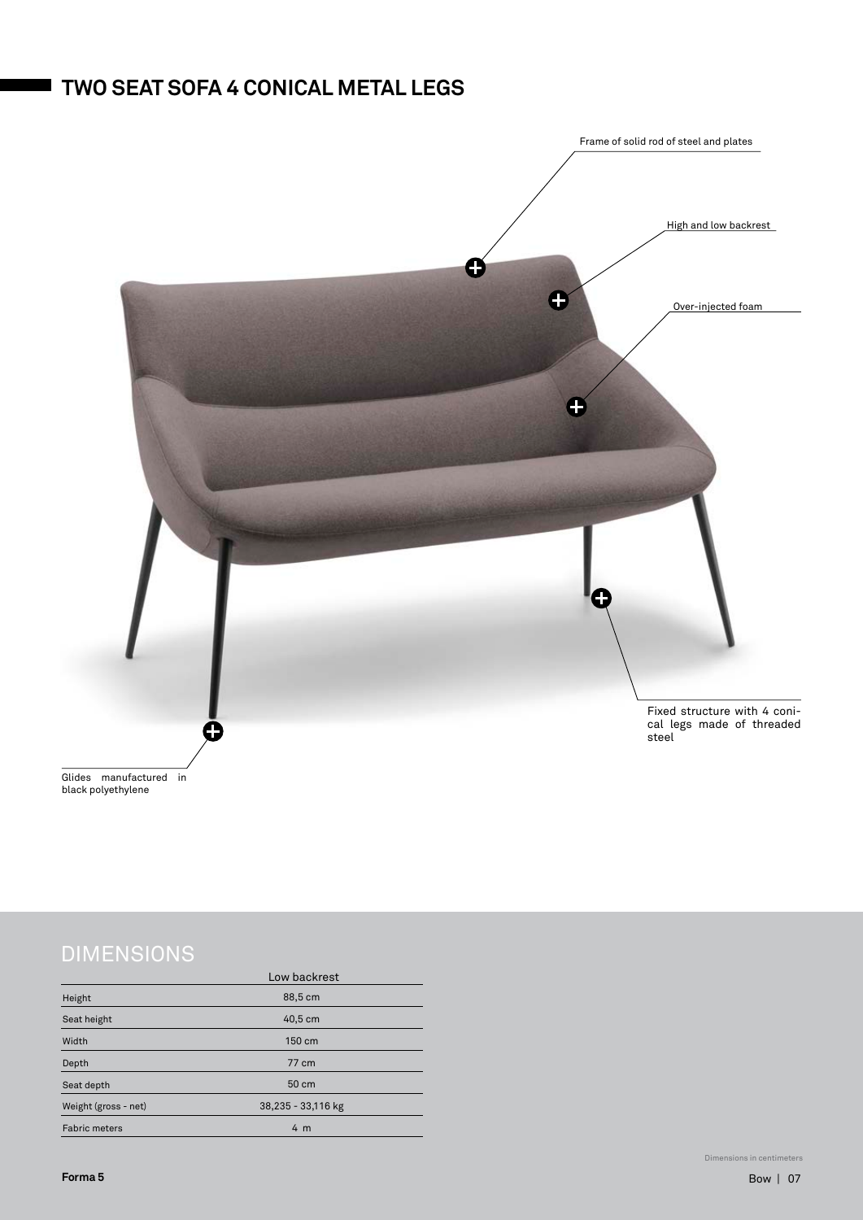## TWO SEAT SOFA 4 CONICAL METAL LEGS

Frame of solid rod of steel and plates

High and low backrest

Over-injected foam

Fixed structure with 4 conical legs made of threaded steel

Glides manufactured in black polyethylene

## DIMENSIONS

| | Low backrest |
|---|---|
| Height | 88,5 cm |
| Seat height | 40,5 cm |
| Width | 150 cm |
| Depth | 77 cm |
| Seat depth | 50 cm |
| Weight (gross - net) | 38,235 - 33,116 kg |
| Fabric meters | 4 m |

Dimensions in centimeters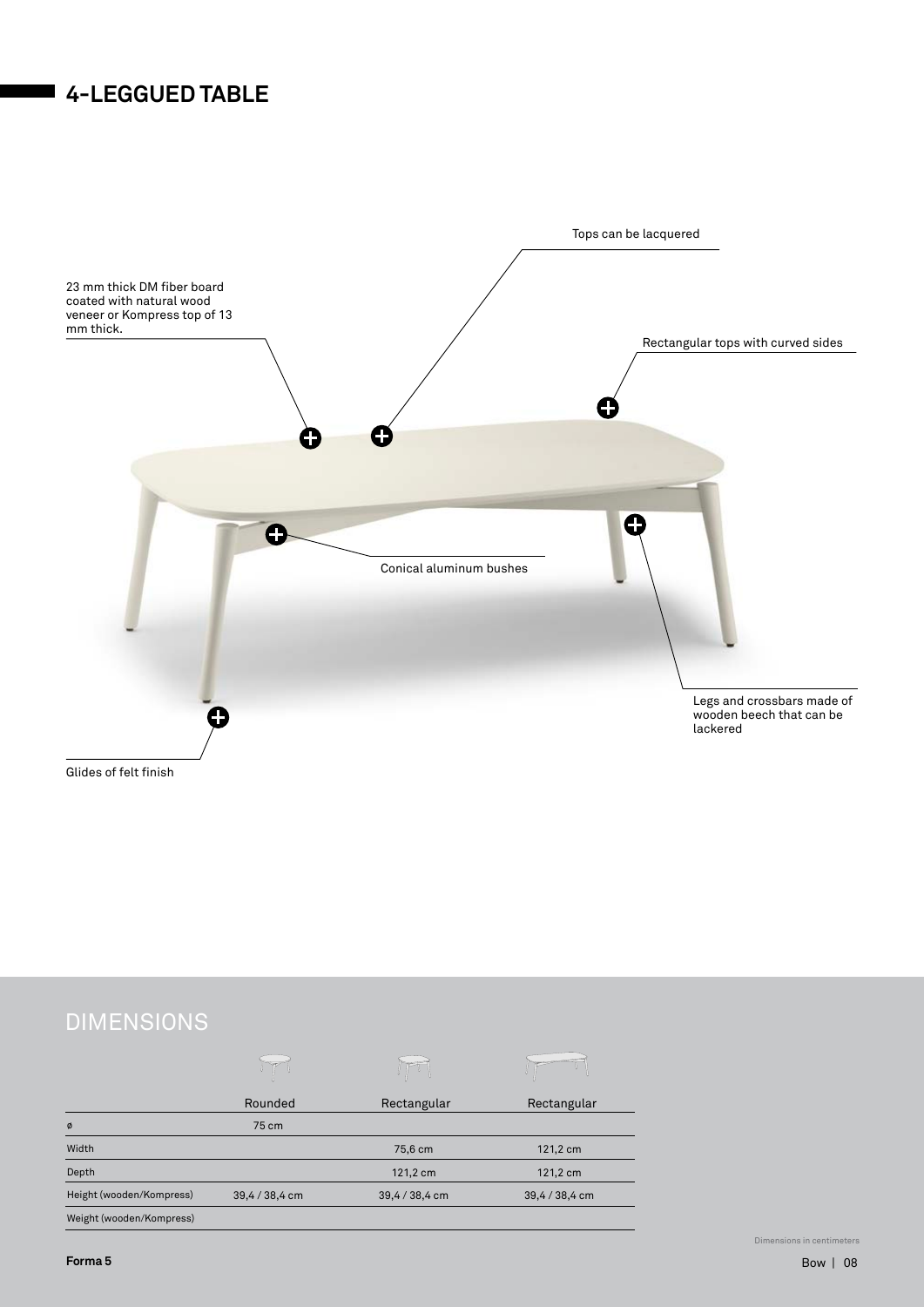# 4-LEGGUED TABLE

23 mm thick DM fiber board coated with natural wood veneer or Kompress top of 13 mm thick.

Tops can be lacquered

Rectangular tops with curved sides

Conical aluminum bushes

Legs and crossbars made of wooden beech that can be lackered

Glides of felt finish

## DIMENSIONS

| | Rounded | Rectangular | Rectangular |
|---|---|---|---|
| ø | 75 cm | | |
| Width | | 75,6 cm | 121,2 cm |
| Depth | | 121,2 cm | 121,2 cm |
| Height (wooden/Kompress) | 39,4 / 38,4 cm | 39,4 / 38,4 cm | 39,4 / 38,4 cm |
| Weight (wooden/Kompress) | | | |

Dimensions in centimeters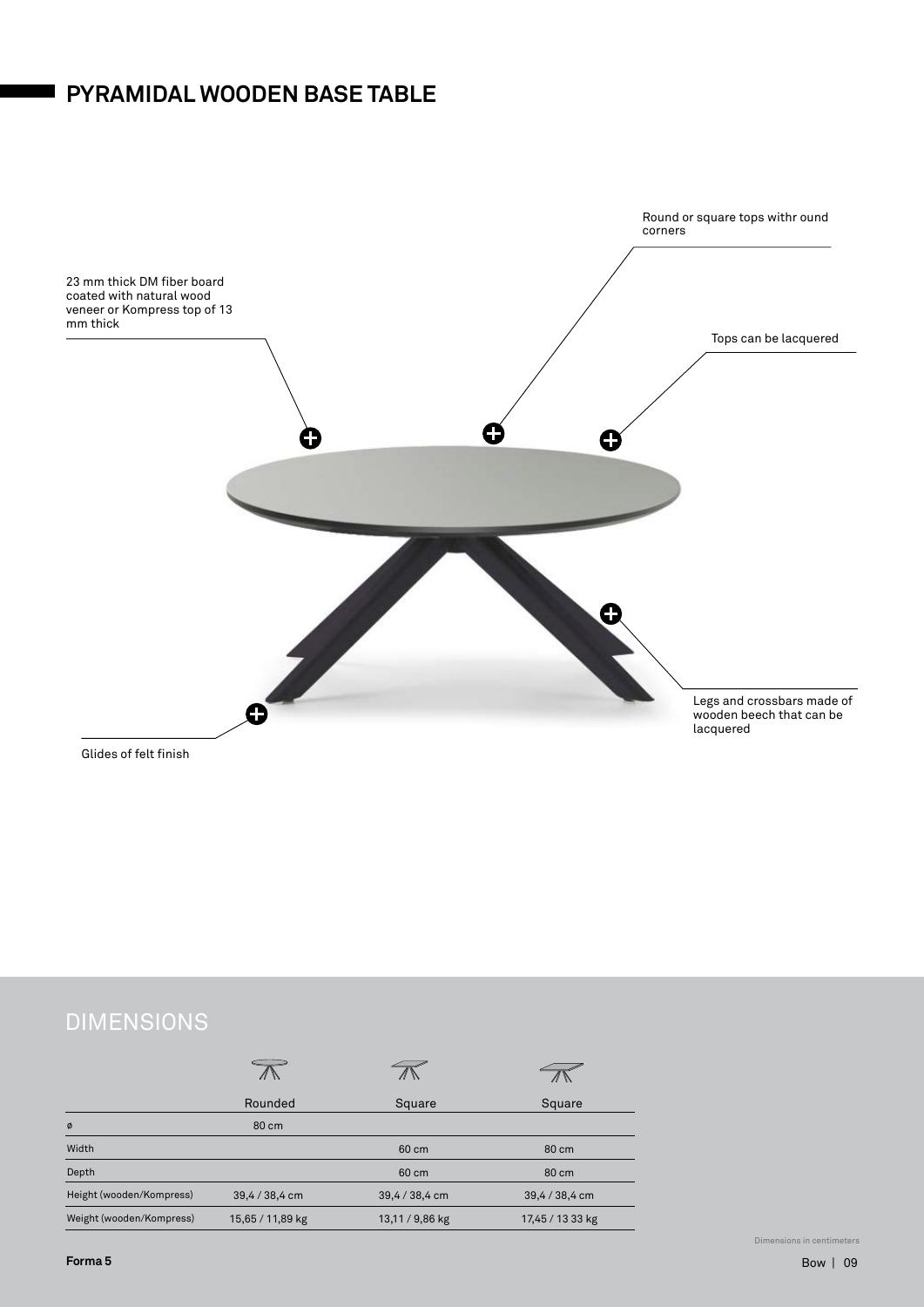## PYRAMIDAL WOODEN BASE TABLE

23 mm thick DM fiber board coated with natural wood veneer or Kompress top of 13 mm thick

Round or square tops withr ound corners

Tops can be lacquered

Legs and crossbars made of wooden beech that can be lacquered

Glides of felt finish

## DIMENSIONS

| | Rounded | Square | Square |
|---|---|---|---|
| ø | 80 cm | | |
| Width | | 60 cm | 80 cm |
| Depth | | 60 cm | 80 cm |
| Height (wooden/Kompress) | 39,4 / 38,4 cm | 39,4 / 38,4 cm | 39,4 / 38,4 cm |
| Weight (wooden/Kompress) | 15,65 / 11,89 kg | 13,11 / 9,86 kg | 17,45 / 13 33 kg |

Dimensions in centimeters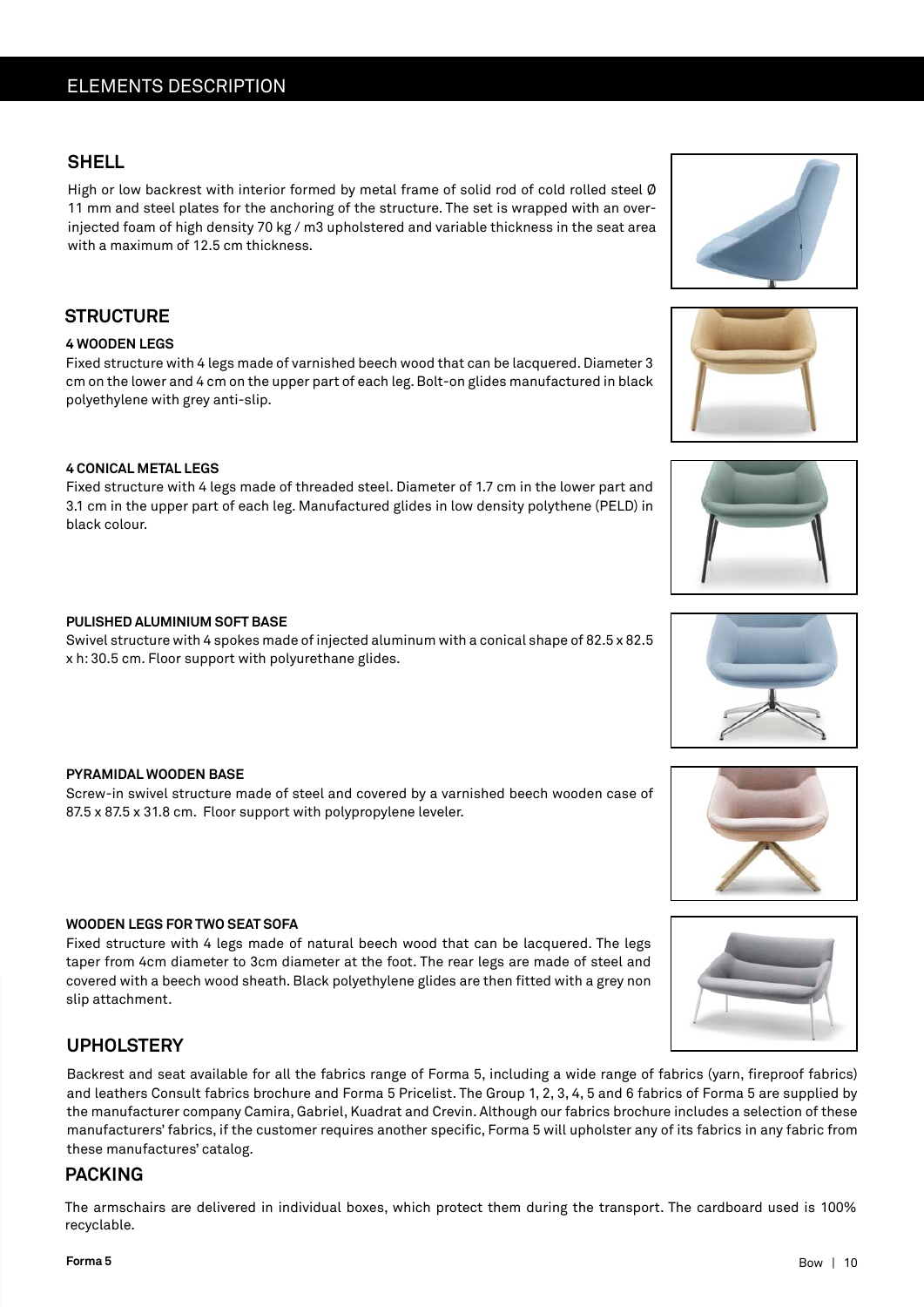# ELEMENTS DESCRIPTION

## SHELL

High or low backrest with interior formed by metal frame of solid rod of cold rolled steel Ø 11 mm and steel plates for the anchoring of the structure. The set is wrapped with an over-injected foam of high density 70 kg / m3 upholstered and variable thickness in the seat area with a maximum of 12.5 cm thickness.

## STRUCTURE

**4 WOODEN LEGS**

Fixed structure with 4 legs made of varnished beech wood that can be lacquered. Diameter 3 cm on the lower and 4 cm on the upper part of each leg. Bolt-on glides manufactured in black polyethylene with grey anti-slip.

**4 CONICAL METAL LEGS**

Fixed structure with 4 legs made of threaded steel. Diameter of 1.7 cm in the lower part and 3.1 cm in the upper part of each leg. Manufactured glides in low density polythene (PELD) in black colour.

**PULISHED ALUMINIUM SOFT BASE**

Swivel structure with 4 spokes made of injected aluminum with a conical shape of 82.5 x 82.5 x h: 30.5 cm. Floor support with polyurethane glides.

**PYRAMIDAL WOODEN BASE**

Screw-in swivel structure made of steel and covered by a varnished beech wooden case of 87.5 x 87.5 x 31.8 cm. Floor support with polypropylene leveler.

**WOODEN LEGS FOR TWO SEAT SOFA**

Fixed structure with 4 legs made of natural beech wood that can be lacquered. The legs taper from 4cm diameter to 3cm diameter at the foot. The rear legs are made of steel and covered with a beech wood sheath. Black polyethylene glides are then fitted with a grey non slip attachment.

## UPHOLSTERY

Backrest and seat available for all the fabrics range of Forma 5, including a wide range of fabrics (yarn, fireproof fabrics) and leathers Consult fabrics brochure and Forma 5 Pricelist. The Group 1, 2, 3, 4, 5 and 6 fabrics of Forma 5 are supplied by the manufacturer company Camira, Gabriel, Kuadrat and Crevin. Although our fabrics brochure includes a selection of these manufacturers' fabrics, if the customer requires another specific, Forma 5 will upholster any of its fabrics in any fabric from these manufactures' catalog.

## PACKING

The armschairs are delivered in individual boxes, which protect them during the transport. The cardboard used is 100% recyclable.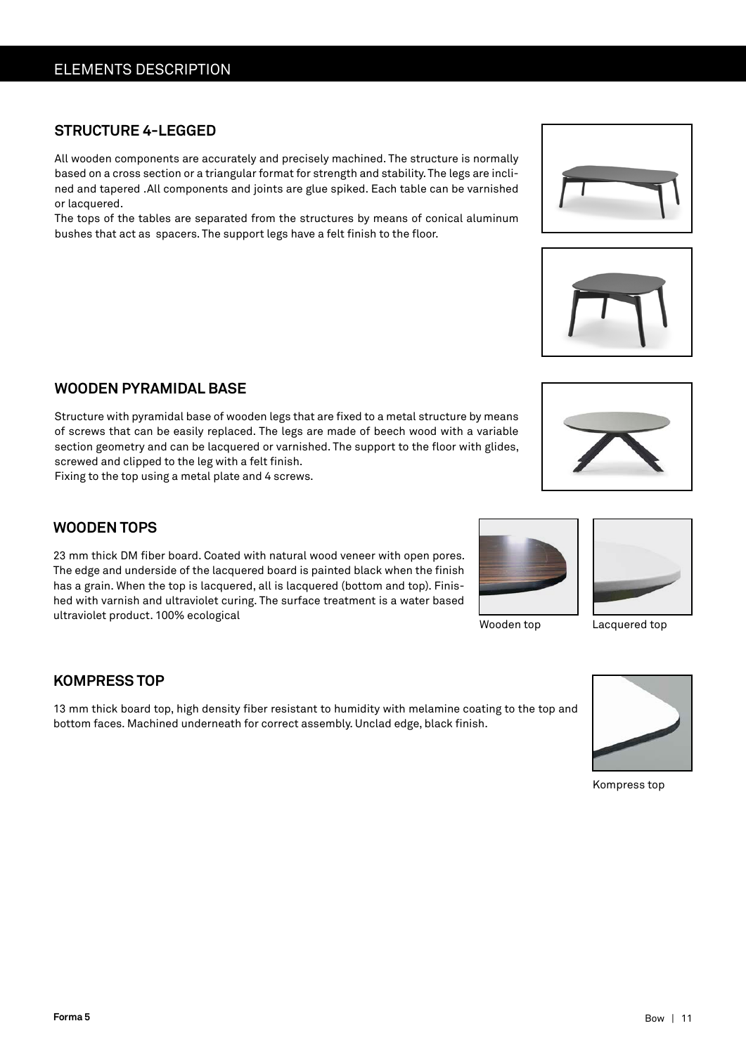## ELEMENTS DESCRIPTION

### STRUCTURE 4-LEGGED

All wooden components are accurately and precisely machined. The structure is normally based on a cross section or a triangular format for strength and stability. The legs are inclined and tapered .All components and joints are glue spiked. Each table can be varnished or lacquered.
The tops of the tables are separated from the structures by means of conical aluminum bushes that act as spacers. The support legs have a felt finish to the floor.

### WOODEN PYRAMIDAL BASE

Structure with pyramidal base of wooden legs that are fixed to a metal structure by means of screws that can be easily replaced. The legs are made of beech wood with a variable section geometry and can be lacquered or varnished. The support to the floor with glides, screwed and clipped to the leg with a felt finish.
Fixing to the top using a metal plate and 4 screws.

### WOODEN TOPS

23 mm thick DM fiber board. Coated with natural wood veneer with open pores. The edge and underside of the lacquered board is painted black when the finish has a grain. When the top is lacquered, all is lacquered (bottom and top). Finished with varnish and ultraviolet curing. The surface treatment is a water based ultraviolet product. 100% ecological

Wooden top

Lacquered top

### KOMPRESS TOP

13 mm thick board top, high density fiber resistant to humidity with melamine coating to the top and bottom faces. Machined underneath for correct assembly. Unclad edge, black finish.

Kompress top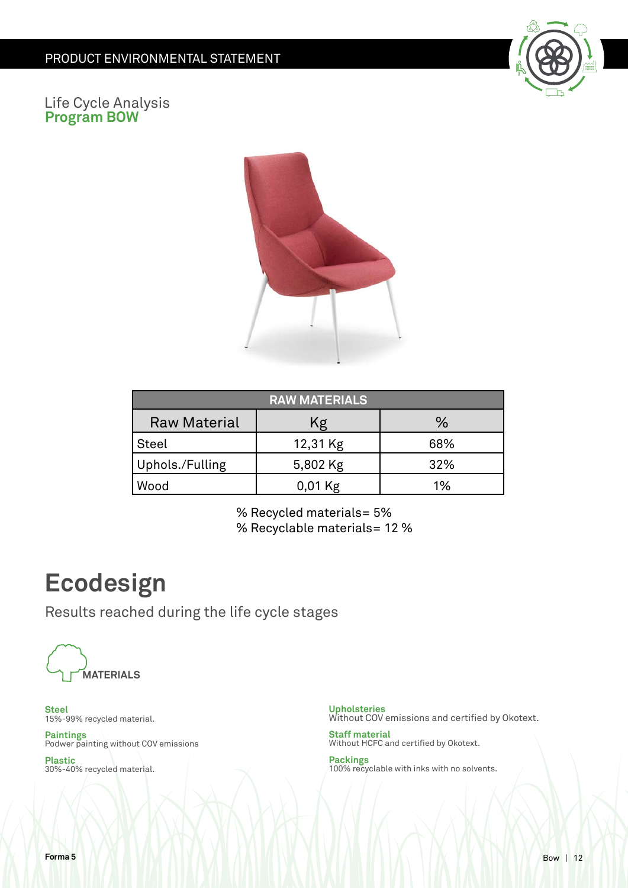PRODUCT ENVIRONMENTAL STATEMENT

Life Cycle Analysis
**Program BOW**

| RAW MATERIALS | | |
|---|---|---|
| Raw Material | Kg | % |
| Steel | 12,31 Kg | 68% |
| Uphols./Fulling | 5,802 Kg | 32% |
| Wood | 0,01 Kg | 1% |

% Recycled materials= 5%
% Recyclable materials= 12 %

# Ecodesign

Results reached during the life cycle stages

### MATERIALS

**Steel**
15%-99% recycled material.

**Paintings**
Podwer painting without COV emissions

**Plastic**
30%-40% recycled material.

**Upholsteries**
Without COV emissions and certified by Okotext.

**Staff material**
Without HCFC and certified by Okotext.

**Packings**
100% recyclable with inks with no solvents.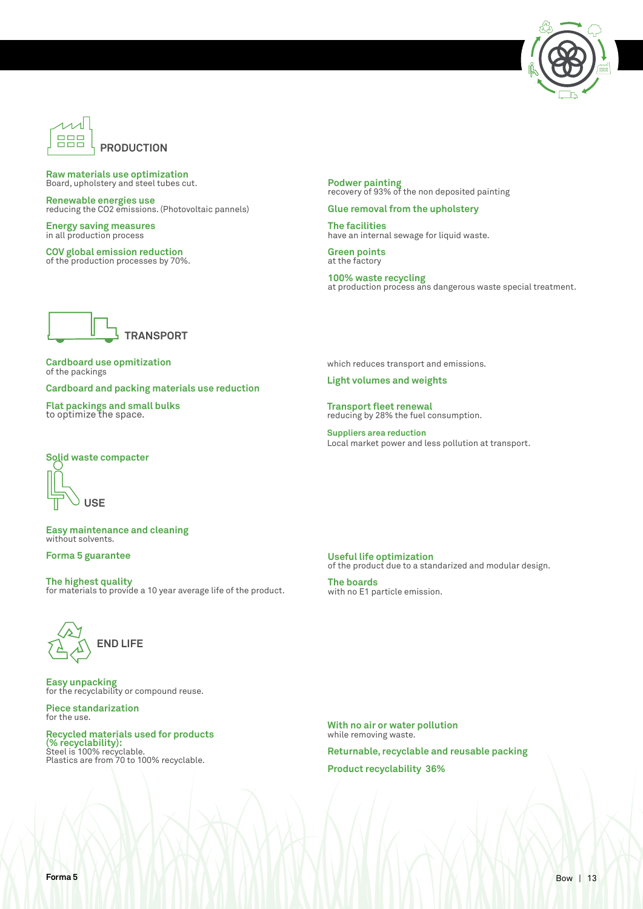## PRODUCTION

**Raw materials use optimization**
Board, upholstery and steel tubes cut.

**Renewable energies use**
reducing the CO2 emissions. (Photovoltaic pannels)

**Energy saving measures**
in all production process

**COV global emission reduction**
of the production processes by 70%.

**Podwer painting**
recovery of 93% of the non deposited painting

**Glue removal from the upholstery**

**The facilities**
have an internal sewage for liquid waste.

**Green points**
at the factory

**100% waste recycling**
at production process ans dangerous waste special treatment.

## TRANSPORT

**Cardboard use opmitization**
of the packings

**Cardboard and packing materials use reduction**

**Flat packings and small bulks**
to optimize the space.

**Solid waste compacter**

which reduces transport and emissions.

**Light volumes and weights**

**Transport fleet renewal**
reducing by 28% the fuel consumption.

**Suppliers area reduction**
Local market power and less pollution at transport.

## USE

**Easy maintenance and cleaning**
without solvents.

**Forma 5 guarantee**

**The highest quality**
for materials to provide a 10 year average life of the product.

**Useful life optimization**
of the product due to a standarized and modular design.

**The boards**
with no E1 particle emission.

## END LIFE

**Easy unpacking**
for the recyclability or compound reuse.

**Piece standarization**
for the use.

**Recycled materials used for products (% recyclability):**
Steel is 100% recyclable.
Plastics are from 70 to 100% recyclable.

**With no air or water pollution**
while removing waste.

**Returnable, recyclable and reusable packing**

**Product recyclability 36%**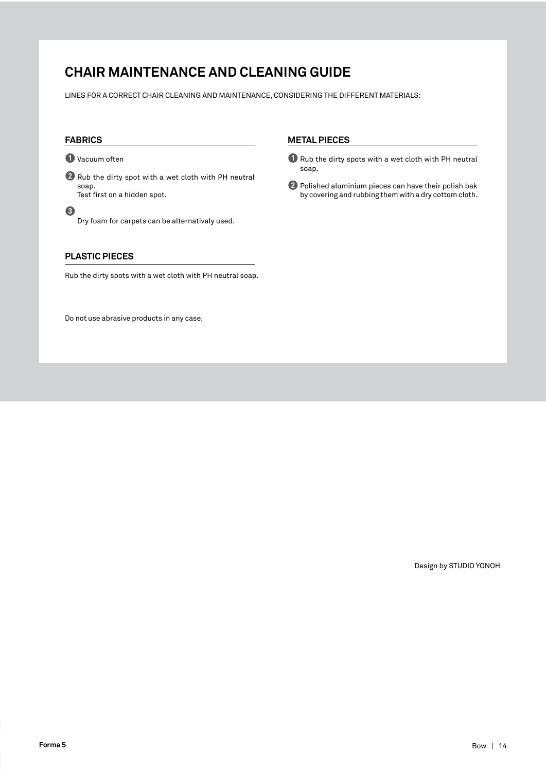# CHAIR MAINTENANCE AND CLEANING GUIDE

LINES FOR A CORRECT CHAIR CLEANING AND MAINTENANCE, CONSIDERING THE DIFFERENT MATERIALS:

## FABRICS

1. Vacuum often
2. Rub the dirty spot with a wet cloth with PH neutral soap.
   Test first on a hidden spot.
3. Dry foam for carpets can be alternativaly used.

## PLASTIC PIECES

Rub the dirty spots with a wet cloth with PH neutral soap.

## METAL PIECES

1. Rub the dirty spots with a wet cloth with PH neutral soap.
2. Polished aluminium pieces can have their polish bak by covering and rubbing them with a dry cottom cloth.

Do not use abrasive products in any case.

Design by STUDIO YONOH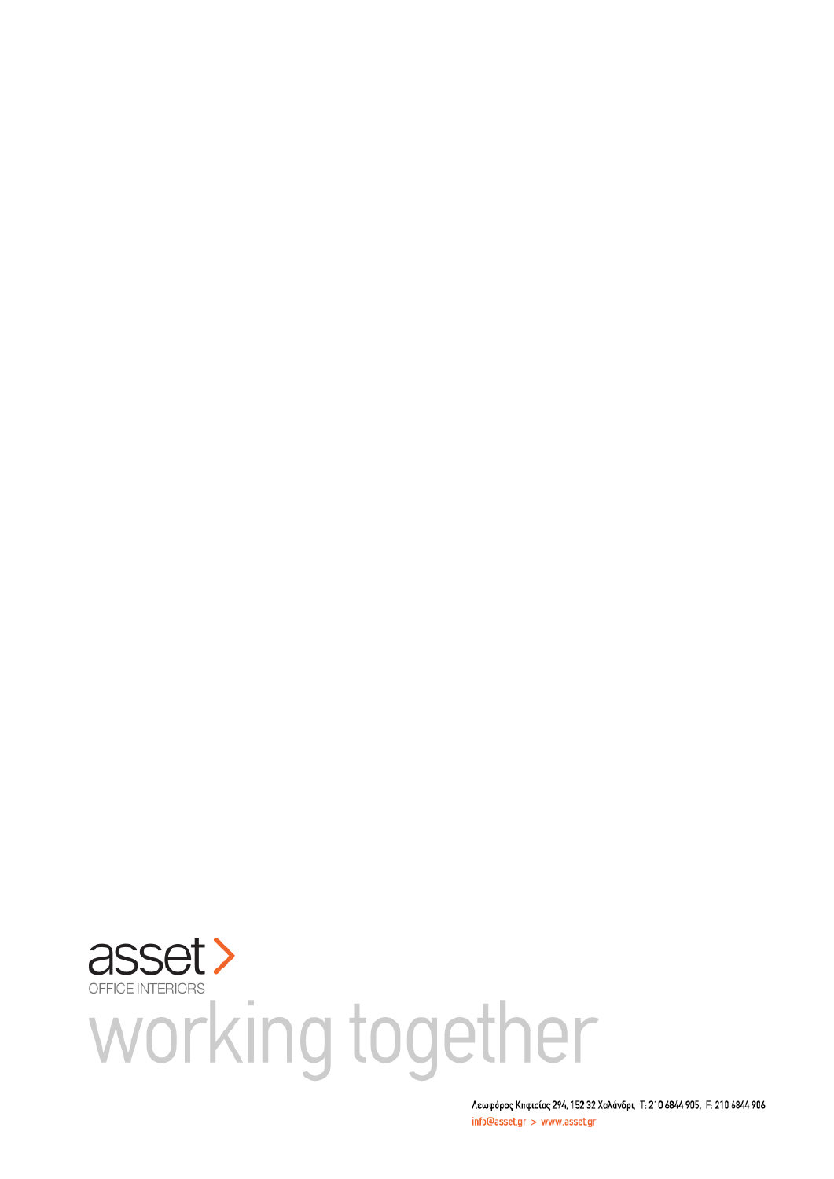asset >

OFFICE INTERIORS

working together

Λεωφόρος Κηφισίας 294, 152 32 Χαλάνδρι, T: 210 6844 905, F: 210 6844 906

info@asset.gr > www.asset.gr